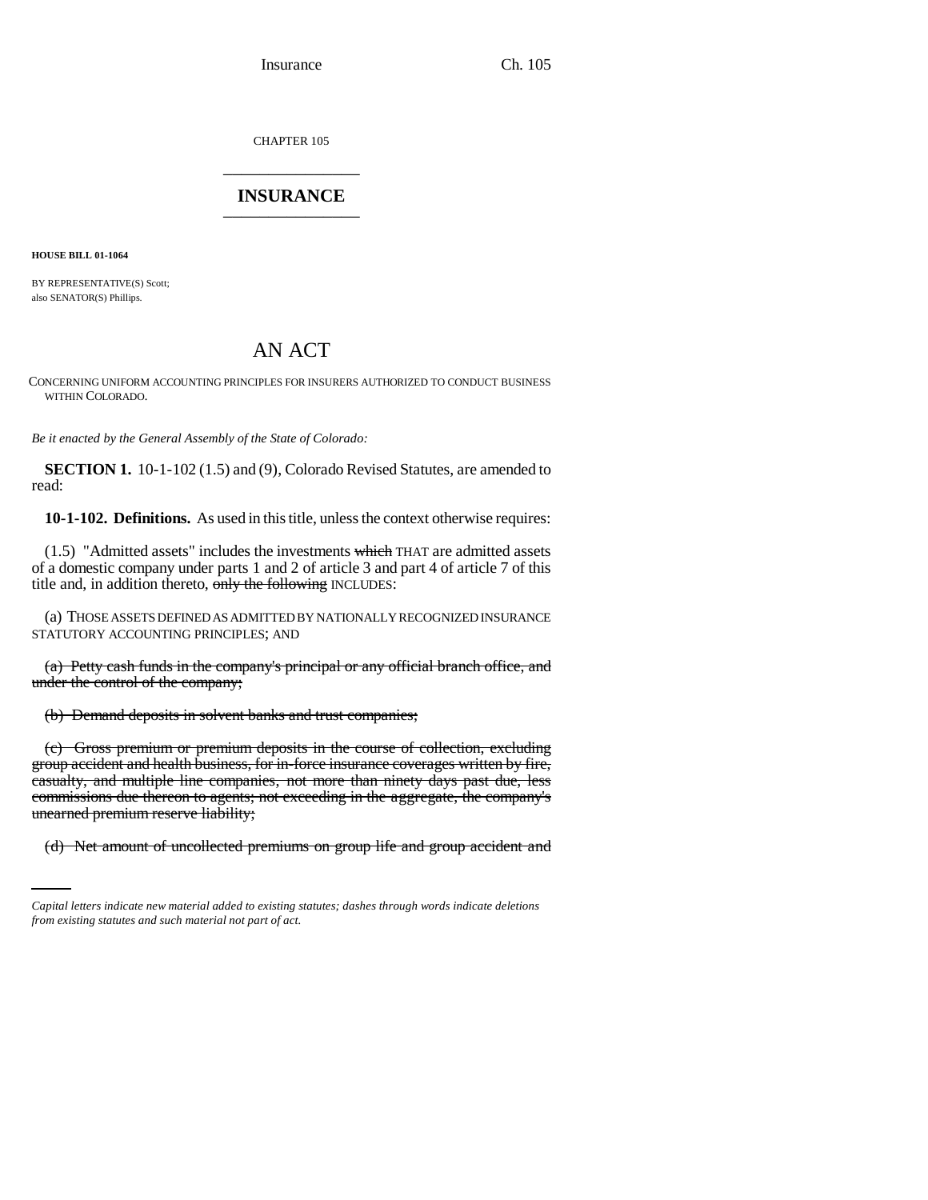CHAPTER 105

# INSURANCE

**HOUSE BILL 01-1064**

BY REPRESENTATIVE(S) Scott;
also SENATOR(S) Phillips.

## AN ACT

CONCERNING UNIFORM ACCOUNTING PRINCIPLES FOR INSURERS AUTHORIZED TO CONDUCT BUSINESS WITHIN COLORADO.

*Be it enacted by the General Assembly of the State of Colorado:*

**SECTION 1.** 10-1-102 (1.5) and (9), Colorado Revised Statutes, are amended to read:

**10-1-102. Definitions.** As used in this title, unless the context otherwise requires:

(1.5) "Admitted assets" includes the investments ~~which~~ THAT are admitted assets of a domestic company under parts 1 and 2 of article 3 and part 4 of article 7 of this title and, in addition thereto, ~~only the following~~ INCLUDES:

(a) THOSE ASSETS DEFINED AS ADMITTED BY NATIONALLY RECOGNIZED INSURANCE STATUTORY ACCOUNTING PRINCIPLES; AND

~~(a) Petty cash funds in the company's principal or any official branch office, and under the control of the company;~~

~~(b) Demand deposits in solvent banks and trust companies;~~

~~(c) Gross premium or premium deposits in the course of collection, excluding group accident and health business, for in-force insurance coverages written by fire, casualty, and multiple line companies, not more than ninety days past due, less commissions due thereon to agents; not exceeding in the aggregate, the company's unearned premium reserve liability;~~

~~(d) Net amount of uncollected premiums on group life and group accident and~~

*Capital letters indicate new material added to existing statutes; dashes through words indicate deletions from existing statutes and such material not part of act.*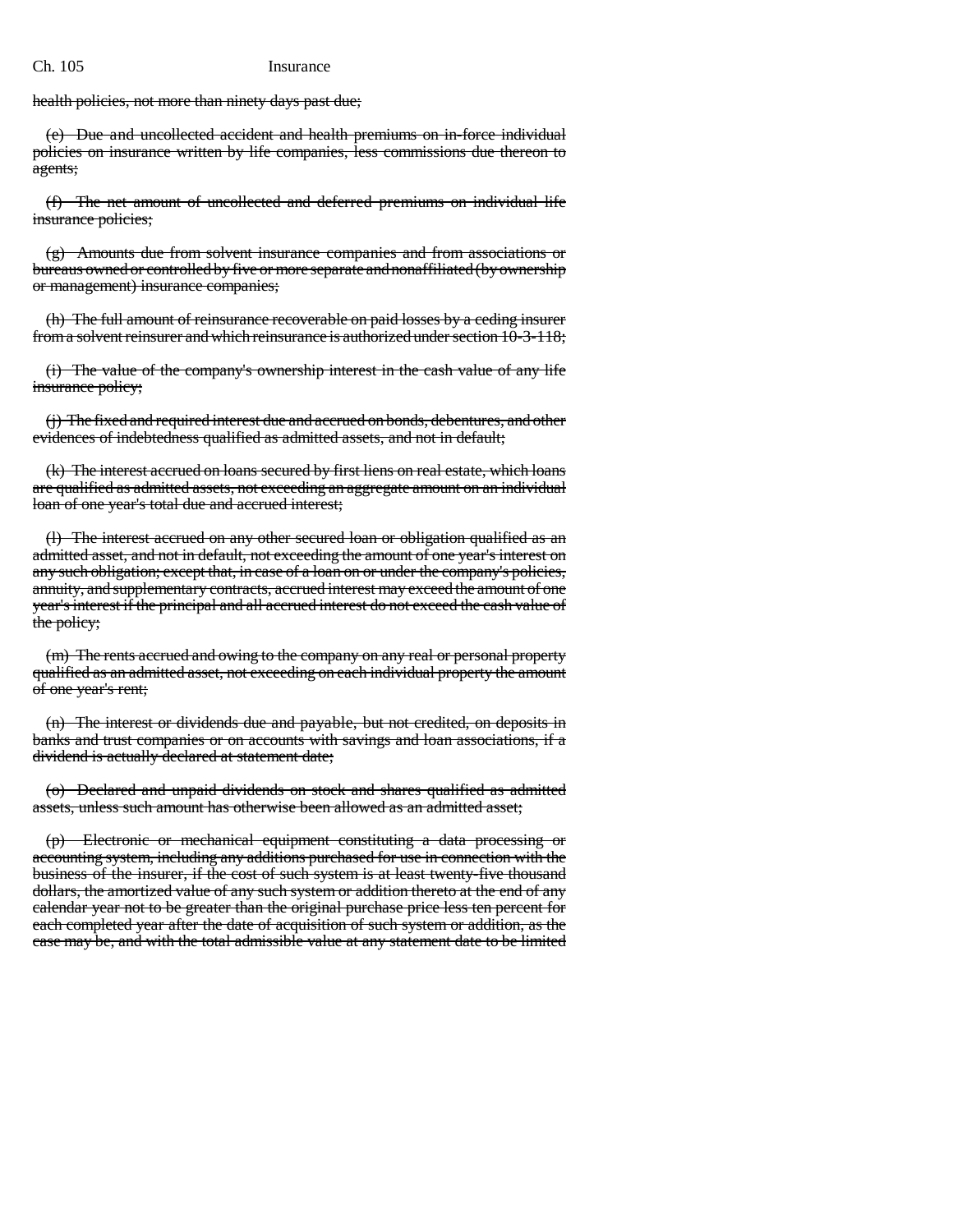health policies, not more than ninety days past due;

(e) Due and uncollected accident and health premiums on in-force individual policies on insurance written by life companies, less commissions due thereon to agents;

(f) The net amount of uncollected and deferred premiums on individual life insurance policies;

(g) Amounts due from solvent insurance companies and from associations or bureaus owned or controlled by five or more separate and nonaffiliated (by ownership or management) insurance companies;

(h) The full amount of reinsurance recoverable on paid losses by a ceding insurer from a solvent reinsurer and which reinsurance is authorized under section 10-3-118;

(i) The value of the company's ownership interest in the cash value of any life insurance policy;

(j) The fixed and required interest due and accrued on bonds, debentures, and other evidences of indebtedness qualified as admitted assets, and not in default;

(k) The interest accrued on loans secured by first liens on real estate, which loans are qualified as admitted assets, not exceeding an aggregate amount on an individual loan of one year's total due and accrued interest;

(l) The interest accrued on any other secured loan or obligation qualified as an admitted asset, and not in default, not exceeding the amount of one year's interest on any such obligation; except that, in case of a loan on or under the company's policies, annuity, and supplementary contracts, accrued interest may exceed the amount of one year's interest if the principal and all accrued interest do not exceed the cash value of the policy;

(m) The rents accrued and owing to the company on any real or personal property qualified as an admitted asset, not exceeding on each individual property the amount of one year's rent;

(n) The interest or dividends due and payable, but not credited, on deposits in banks and trust companies or on accounts with savings and loan associations, if a dividend is actually declared at statement date;

(o) Declared and unpaid dividends on stock and shares qualified as admitted assets, unless such amount has otherwise been allowed as an admitted asset;

(p) Electronic or mechanical equipment constituting a data processing or accounting system, including any additions purchased for use in connection with the business of the insurer, if the cost of such system is at least twenty-five thousand dollars, the amortized value of any such system or addition thereto at the end of any calendar year not to be greater than the original purchase price less ten percent for each completed year after the date of acquisition of such system or addition, as the case may be, and with the total admissible value at any statement date to be limited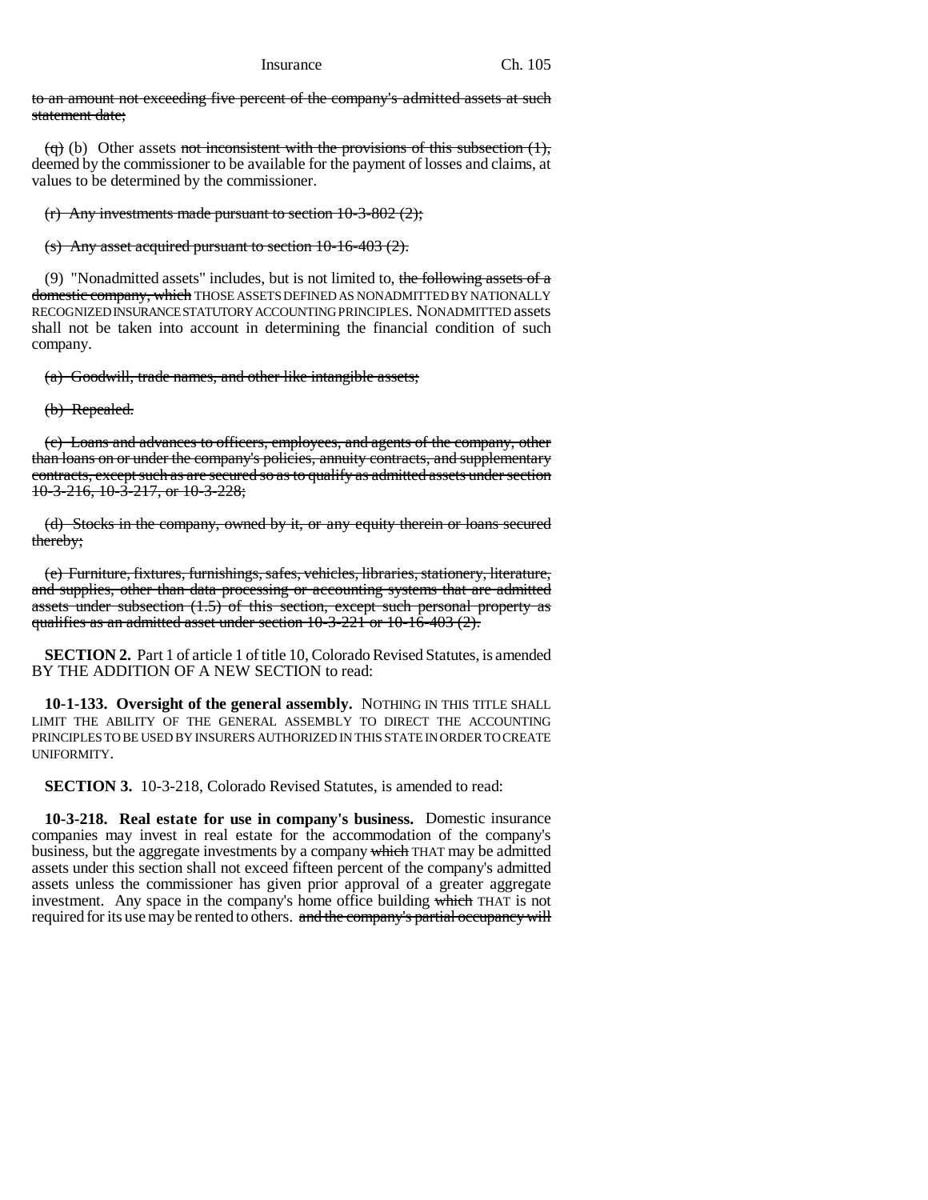to an amount not exceeding five percent of the company's admitted assets at such statement date;

(q) (b) Other assets not inconsistent with the provisions of this subsection (1), deemed by the commissioner to be available for the payment of losses and claims, at values to be determined by the commissioner.

(r) Any investments made pursuant to section 10-3-802 (2);

(s) Any asset acquired pursuant to section 10-16-403 (2).

(9) "Nonadmitted assets" includes, but is not limited to, the following assets of a domestic company, which THOSE ASSETS DEFINED AS NONADMITTED BY NATIONALLY RECOGNIZED INSURANCE STATUTORY ACCOUNTING PRINCIPLES. NONADMITTED assets shall not be taken into account in determining the financial condition of such company.

(a) Goodwill, trade names, and other like intangible assets;

(b) Repealed.

(c) Loans and advances to officers, employees, and agents of the company, other than loans on or under the company's policies, annuity contracts, and supplementary contracts, except such as are secured so as to qualify as admitted assets under section 10-3-216, 10-3-217, or 10-3-228;

(d) Stocks in the company, owned by it, or any equity therein or loans secured thereby;

(e) Furniture, fixtures, furnishings, safes, vehicles, libraries, stationery, literature, and supplies, other than data processing or accounting systems that are admitted assets under subsection (1.5) of this section, except such personal property as qualifies as an admitted asset under section 10-3-221 or 10-16-403 (2).

**SECTION 2.** Part 1 of article 1 of title 10, Colorado Revised Statutes, is amended BY THE ADDITION OF A NEW SECTION to read:

**10-1-133. Oversight of the general assembly.** NOTHING IN THIS TITLE SHALL LIMIT THE ABILITY OF THE GENERAL ASSEMBLY TO DIRECT THE ACCOUNTING PRINCIPLES TO BE USED BY INSURERS AUTHORIZED IN THIS STATE IN ORDER TO CREATE UNIFORMITY.

**SECTION 3.** 10-3-218, Colorado Revised Statutes, is amended to read:

**10-3-218. Real estate for use in company's business.** Domestic insurance companies may invest in real estate for the accommodation of the company's business, but the aggregate investments by a company which THAT may be admitted assets under this section shall not exceed fifteen percent of the company's admitted assets unless the commissioner has given prior approval of a greater aggregate investment. Any space in the company's home office building which THAT is not required for its use may be rented to others. and the company's partial occupancy will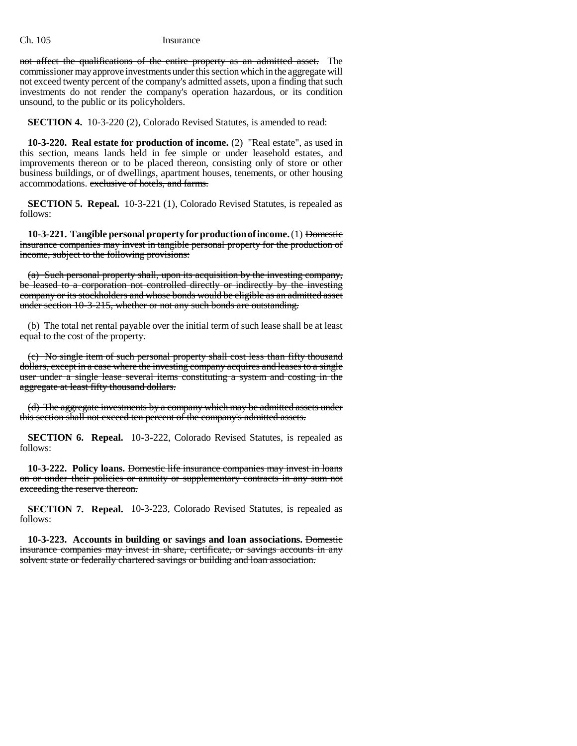not affect the qualifications of the entire property as an admitted asset. The commissioner may approve investments under this section which in the aggregate will not exceed twenty percent of the company's admitted assets, upon a finding that such investments do not render the company's operation hazardous, or its condition unsound, to the public or its policyholders.

**SECTION 4.** 10-3-220 (2), Colorado Revised Statutes, is amended to read:

**10-3-220. Real estate for production of income.** (2) "Real estate", as used in this section, means lands held in fee simple or under leasehold estates, and improvements thereon or to be placed thereon, consisting only of store or other business buildings, or of dwellings, apartment houses, tenements, or other housing accommodations. ~~exclusive of hotels, and farms.~~

**SECTION 5. Repeal.** 10-3-221 (1), Colorado Revised Statutes, is repealed as follows:

**10-3-221. Tangible personal property for production of income.** (1) ~~Domestic insurance companies may invest in tangible personal property for the production of income, subject to the following provisions:~~

~~(a) Such personal property shall, upon its acquisition by the investing company, be leased to a corporation not controlled directly or indirectly by the investing company or its stockholders and whose bonds would be eligible as an admitted asset under section 10-3-215, whether or not any such bonds are outstanding.~~

~~(b) The total net rental payable over the initial term of such lease shall be at least equal to the cost of the property.~~

~~(c) No single item of such personal property shall cost less than fifty thousand dollars, except in a case where the investing company acquires and leases to a single user under a single lease several items constituting a system and costing in the aggregate at least fifty thousand dollars.~~

~~(d) The aggregate investments by a company which may be admitted assets under this section shall not exceed ten percent of the company's admitted assets.~~

**SECTION 6. Repeal.** 10-3-222, Colorado Revised Statutes, is repealed as follows:

**10-3-222. Policy loans.** ~~Domestic life insurance companies may invest in loans on or under their policies or annuity or supplementary contracts in any sum not exceeding the reserve thereon.~~

**SECTION 7. Repeal.** 10-3-223, Colorado Revised Statutes, is repealed as follows:

**10-3-223. Accounts in building or savings and loan associations.** ~~Domestic insurance companies may invest in share, certificate, or savings accounts in any solvent state or federally chartered savings or building and loan association.~~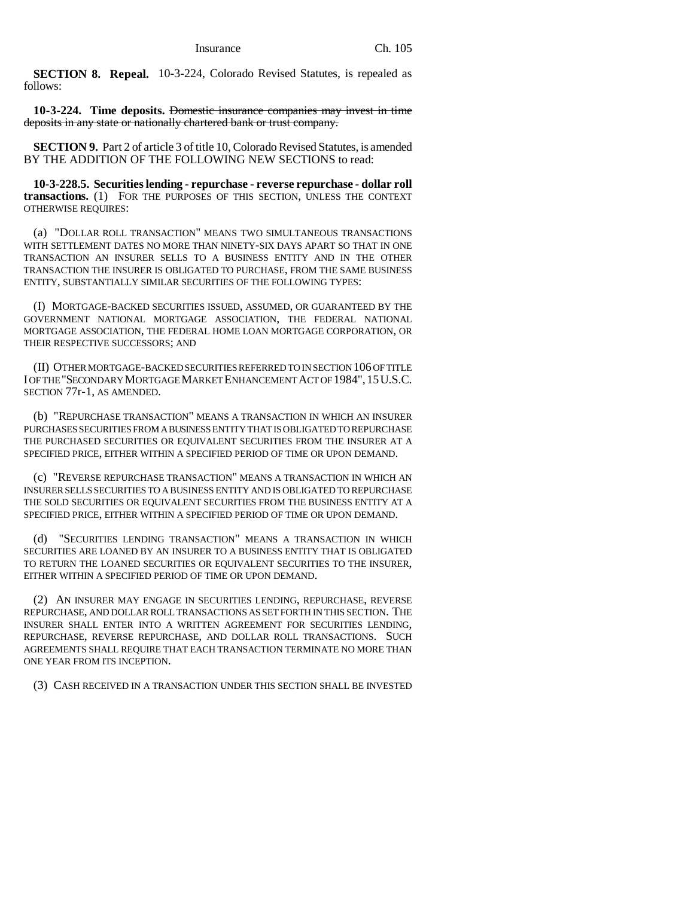**SECTION 8. Repeal.** 10-3-224, Colorado Revised Statutes, is repealed as follows:

**10-3-224. Time deposits.** ~~Domestic insurance companies may invest in time deposits in any state or nationally chartered bank or trust company.~~

**SECTION 9.** Part 2 of article 3 of title 10, Colorado Revised Statutes, is amended BY THE ADDITION OF THE FOLLOWING NEW SECTIONS to read:

**10-3-228.5. Securities lending - repurchase - reverse repurchase - dollar roll transactions.** (1) FOR THE PURPOSES OF THIS SECTION, UNLESS THE CONTEXT OTHERWISE REQUIRES:

(a) "DOLLAR ROLL TRANSACTION" MEANS TWO SIMULTANEOUS TRANSACTIONS WITH SETTLEMENT DATES NO MORE THAN NINETY-SIX DAYS APART SO THAT IN ONE TRANSACTION AN INSURER SELLS TO A BUSINESS ENTITY AND IN THE OTHER TRANSACTION THE INSURER IS OBLIGATED TO PURCHASE, FROM THE SAME BUSINESS ENTITY, SUBSTANTIALLY SIMILAR SECURITIES OF THE FOLLOWING TYPES:

(I) MORTGAGE-BACKED SECURITIES ISSUED, ASSUMED, OR GUARANTEED BY THE GOVERNMENT NATIONAL MORTGAGE ASSOCIATION, THE FEDERAL NATIONAL MORTGAGE ASSOCIATION, THE FEDERAL HOME LOAN MORTGAGE CORPORATION, OR THEIR RESPECTIVE SUCCESSORS; AND

(II) OTHER MORTGAGE-BACKED SECURITIES REFERRED TO IN SECTION 106 OF TITLE I OF THE "SECONDARY MORTGAGE MARKET ENHANCEMENT ACT OF 1984", 15 U.S.C. SECTION 77r-1, AS AMENDED.

(b) "REPURCHASE TRANSACTION" MEANS A TRANSACTION IN WHICH AN INSURER PURCHASES SECURITIES FROM A BUSINESS ENTITY THAT IS OBLIGATED TO REPURCHASE THE PURCHASED SECURITIES OR EQUIVALENT SECURITIES FROM THE INSURER AT A SPECIFIED PRICE, EITHER WITHIN A SPECIFIED PERIOD OF TIME OR UPON DEMAND.

(c) "REVERSE REPURCHASE TRANSACTION" MEANS A TRANSACTION IN WHICH AN INSURER SELLS SECURITIES TO A BUSINESS ENTITY AND IS OBLIGATED TO REPURCHASE THE SOLD SECURITIES OR EQUIVALENT SECURITIES FROM THE BUSINESS ENTITY AT A SPECIFIED PRICE, EITHER WITHIN A SPECIFIED PERIOD OF TIME OR UPON DEMAND.

(d) "SECURITIES LENDING TRANSACTION" MEANS A TRANSACTION IN WHICH SECURITIES ARE LOANED BY AN INSURER TO A BUSINESS ENTITY THAT IS OBLIGATED TO RETURN THE LOANED SECURITIES OR EQUIVALENT SECURITIES TO THE INSURER, EITHER WITHIN A SPECIFIED PERIOD OF TIME OR UPON DEMAND.

(2) AN INSURER MAY ENGAGE IN SECURITIES LENDING, REPURCHASE, REVERSE REPURCHASE, AND DOLLAR ROLL TRANSACTIONS AS SET FORTH IN THIS SECTION. THE INSURER SHALL ENTER INTO A WRITTEN AGREEMENT FOR SECURITIES LENDING, REPURCHASE, REVERSE REPURCHASE, AND DOLLAR ROLL TRANSACTIONS. SUCH AGREEMENTS SHALL REQUIRE THAT EACH TRANSACTION TERMINATE NO MORE THAN ONE YEAR FROM ITS INCEPTION.

(3) CASH RECEIVED IN A TRANSACTION UNDER THIS SECTION SHALL BE INVESTED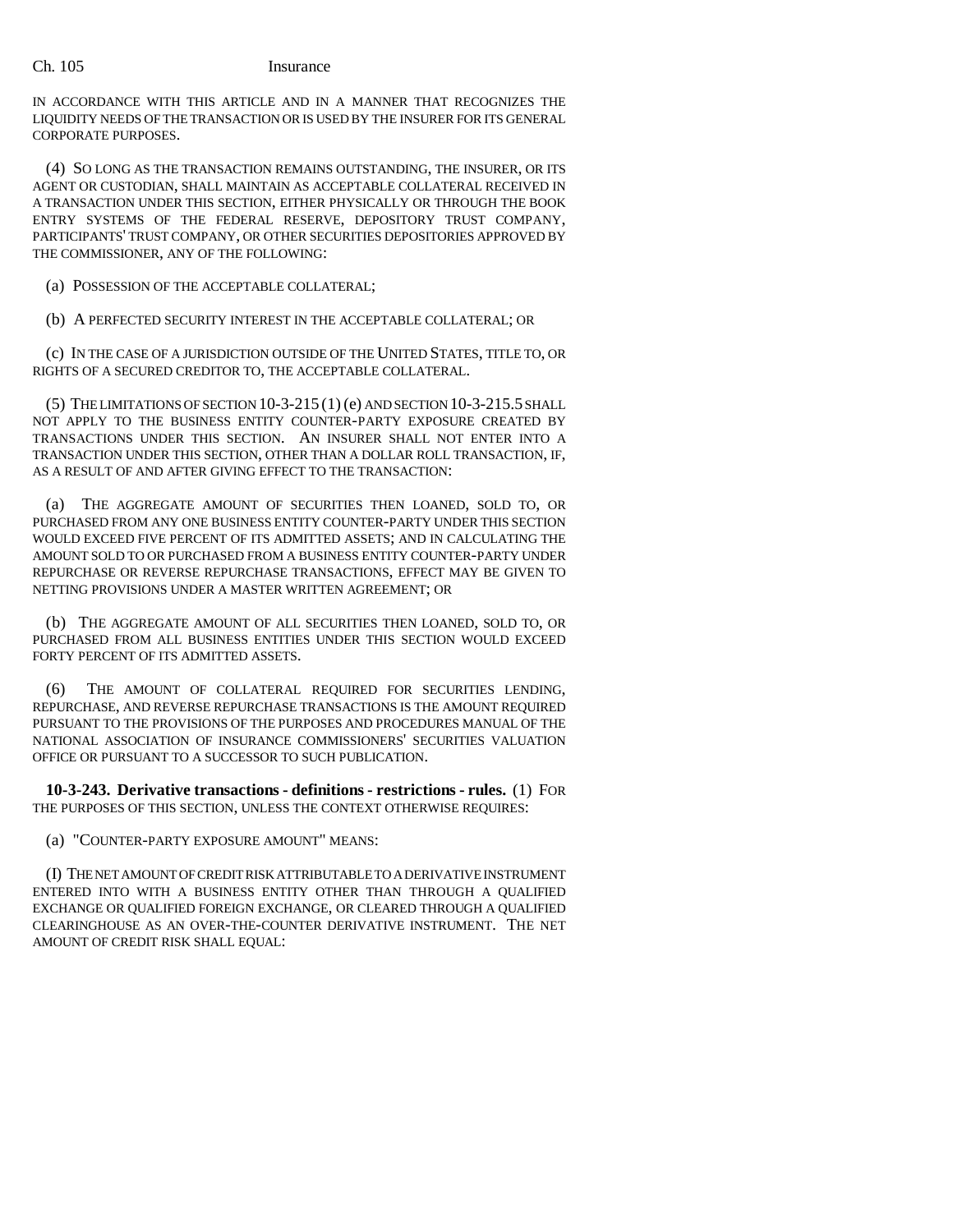IN ACCORDANCE WITH THIS ARTICLE AND IN A MANNER THAT RECOGNIZES THE LIQUIDITY NEEDS OF THE TRANSACTION OR IS USED BY THE INSURER FOR ITS GENERAL CORPORATE PURPOSES.

(4) SO LONG AS THE TRANSACTION REMAINS OUTSTANDING, THE INSURER, OR ITS AGENT OR CUSTODIAN, SHALL MAINTAIN AS ACCEPTABLE COLLATERAL RECEIVED IN A TRANSACTION UNDER THIS SECTION, EITHER PHYSICALLY OR THROUGH THE BOOK ENTRY SYSTEMS OF THE FEDERAL RESERVE, DEPOSITORY TRUST COMPANY, PARTICIPANTS' TRUST COMPANY, OR OTHER SECURITIES DEPOSITORIES APPROVED BY THE COMMISSIONER, ANY OF THE FOLLOWING:

(a) POSSESSION OF THE ACCEPTABLE COLLATERAL;

(b) A PERFECTED SECURITY INTEREST IN THE ACCEPTABLE COLLATERAL; OR

(c) IN THE CASE OF A JURISDICTION OUTSIDE OF THE UNITED STATES, TITLE TO, OR RIGHTS OF A SECURED CREDITOR TO, THE ACCEPTABLE COLLATERAL.

(5) THE LIMITATIONS OF SECTION 10-3-215 (1) (e) AND SECTION 10-3-215.5 SHALL NOT APPLY TO THE BUSINESS ENTITY COUNTER-PARTY EXPOSURE CREATED BY TRANSACTIONS UNDER THIS SECTION. AN INSURER SHALL NOT ENTER INTO A TRANSACTION UNDER THIS SECTION, OTHER THAN A DOLLAR ROLL TRANSACTION, IF, AS A RESULT OF AND AFTER GIVING EFFECT TO THE TRANSACTION:

(a) THE AGGREGATE AMOUNT OF SECURITIES THEN LOANED, SOLD TO, OR PURCHASED FROM ANY ONE BUSINESS ENTITY COUNTER-PARTY UNDER THIS SECTION WOULD EXCEED FIVE PERCENT OF ITS ADMITTED ASSETS; AND IN CALCULATING THE AMOUNT SOLD TO OR PURCHASED FROM A BUSINESS ENTITY COUNTER-PARTY UNDER REPURCHASE OR REVERSE REPURCHASE TRANSACTIONS, EFFECT MAY BE GIVEN TO NETTING PROVISIONS UNDER A MASTER WRITTEN AGREEMENT; OR

(b) THE AGGREGATE AMOUNT OF ALL SECURITIES THEN LOANED, SOLD TO, OR PURCHASED FROM ALL BUSINESS ENTITIES UNDER THIS SECTION WOULD EXCEED FORTY PERCENT OF ITS ADMITTED ASSETS.

(6) THE AMOUNT OF COLLATERAL REQUIRED FOR SECURITIES LENDING, REPURCHASE, AND REVERSE REPURCHASE TRANSACTIONS IS THE AMOUNT REQUIRED PURSUANT TO THE PROVISIONS OF THE PURPOSES AND PROCEDURES MANUAL OF THE NATIONAL ASSOCIATION OF INSURANCE COMMISSIONERS' SECURITIES VALUATION OFFICE OR PURSUANT TO A SUCCESSOR TO SUCH PUBLICATION.

**10-3-243. Derivative transactions - definitions - restrictions - rules.** (1) FOR THE PURPOSES OF THIS SECTION, UNLESS THE CONTEXT OTHERWISE REQUIRES:

(a) "COUNTER-PARTY EXPOSURE AMOUNT" MEANS:

(I) THE NET AMOUNT OF CREDIT RISK ATTRIBUTABLE TO A DERIVATIVE INSTRUMENT ENTERED INTO WITH A BUSINESS ENTITY OTHER THAN THROUGH A QUALIFIED EXCHANGE OR QUALIFIED FOREIGN EXCHANGE, OR CLEARED THROUGH A QUALIFIED CLEARINGHOUSE AS AN OVER-THE-COUNTER DERIVATIVE INSTRUMENT. THE NET AMOUNT OF CREDIT RISK SHALL EQUAL: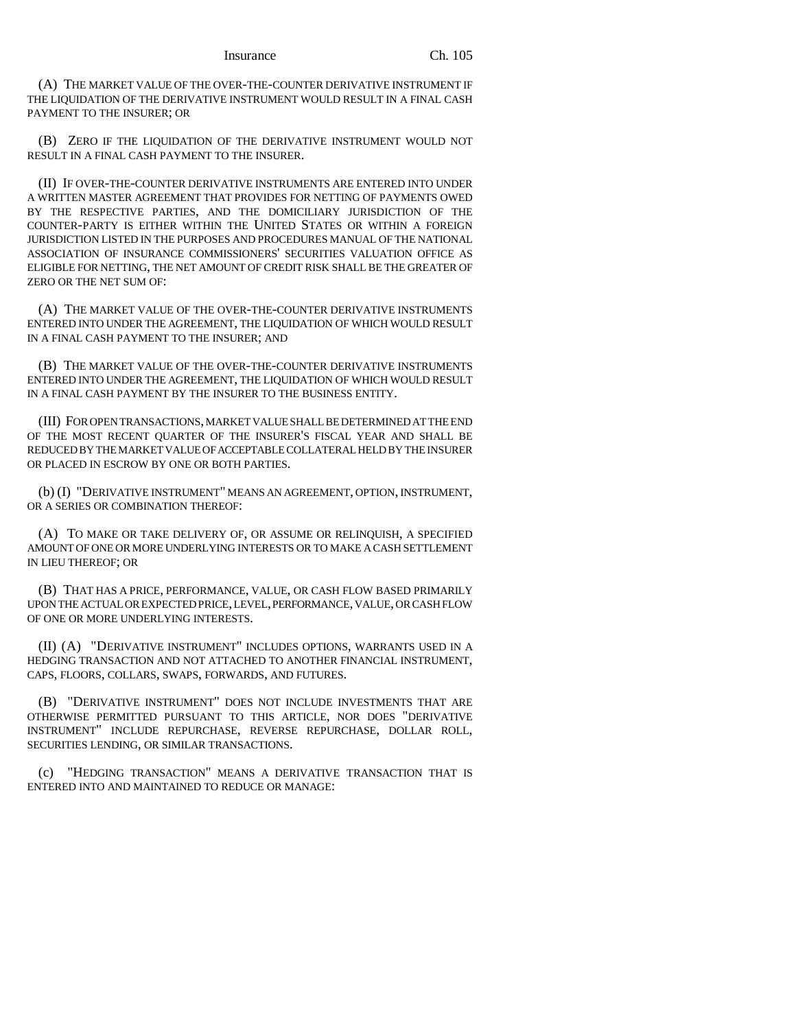(A) THE MARKET VALUE OF THE OVER-THE-COUNTER DERIVATIVE INSTRUMENT IF THE LIQUIDATION OF THE DERIVATIVE INSTRUMENT WOULD RESULT IN A FINAL CASH PAYMENT TO THE INSURER; OR

(B) ZERO IF THE LIQUIDATION OF THE DERIVATIVE INSTRUMENT WOULD NOT RESULT IN A FINAL CASH PAYMENT TO THE INSURER.

(II) IF OVER-THE-COUNTER DERIVATIVE INSTRUMENTS ARE ENTERED INTO UNDER A WRITTEN MASTER AGREEMENT THAT PROVIDES FOR NETTING OF PAYMENTS OWED BY THE RESPECTIVE PARTIES, AND THE DOMICILIARY JURISDICTION OF THE COUNTER-PARTY IS EITHER WITHIN THE UNITED STATES OR WITHIN A FOREIGN JURISDICTION LISTED IN THE PURPOSES AND PROCEDURES MANUAL OF THE NATIONAL ASSOCIATION OF INSURANCE COMMISSIONERS' SECURITIES VALUATION OFFICE AS ELIGIBLE FOR NETTING, THE NET AMOUNT OF CREDIT RISK SHALL BE THE GREATER OF ZERO OR THE NET SUM OF:

(A) THE MARKET VALUE OF THE OVER-THE-COUNTER DERIVATIVE INSTRUMENTS ENTERED INTO UNDER THE AGREEMENT, THE LIQUIDATION OF WHICH WOULD RESULT IN A FINAL CASH PAYMENT TO THE INSURER; AND

(B) THE MARKET VALUE OF THE OVER-THE-COUNTER DERIVATIVE INSTRUMENTS ENTERED INTO UNDER THE AGREEMENT, THE LIQUIDATION OF WHICH WOULD RESULT IN A FINAL CASH PAYMENT BY THE INSURER TO THE BUSINESS ENTITY.

(III) FOR OPEN TRANSACTIONS, MARKET VALUE SHALL BE DETERMINED AT THE END OF THE MOST RECENT QUARTER OF THE INSURER'S FISCAL YEAR AND SHALL BE REDUCED BY THE MARKET VALUE OF ACCEPTABLE COLLATERAL HELD BY THE INSURER OR PLACED IN ESCROW BY ONE OR BOTH PARTIES.

(b) (I) "DERIVATIVE INSTRUMENT" MEANS AN AGREEMENT, OPTION, INSTRUMENT, OR A SERIES OR COMBINATION THEREOF:

(A) TO MAKE OR TAKE DELIVERY OF, OR ASSUME OR RELINQUISH, A SPECIFIED AMOUNT OF ONE OR MORE UNDERLYING INTERESTS OR TO MAKE A CASH SETTLEMENT IN LIEU THEREOF; OR

(B) THAT HAS A PRICE, PERFORMANCE, VALUE, OR CASH FLOW BASED PRIMARILY UPON THE ACTUAL OR EXPECTED PRICE, LEVEL, PERFORMANCE, VALUE, OR CASH FLOW OF ONE OR MORE UNDERLYING INTERESTS.

(II) (A) "DERIVATIVE INSTRUMENT" INCLUDES OPTIONS, WARRANTS USED IN A HEDGING TRANSACTION AND NOT ATTACHED TO ANOTHER FINANCIAL INSTRUMENT, CAPS, FLOORS, COLLARS, SWAPS, FORWARDS, AND FUTURES.

(B) "DERIVATIVE INSTRUMENT" DOES NOT INCLUDE INVESTMENTS THAT ARE OTHERWISE PERMITTED PURSUANT TO THIS ARTICLE, NOR DOES "DERIVATIVE INSTRUMENT" INCLUDE REPURCHASE, REVERSE REPURCHASE, DOLLAR ROLL, SECURITIES LENDING, OR SIMILAR TRANSACTIONS.

(c) "HEDGING TRANSACTION" MEANS A DERIVATIVE TRANSACTION THAT IS ENTERED INTO AND MAINTAINED TO REDUCE OR MANAGE: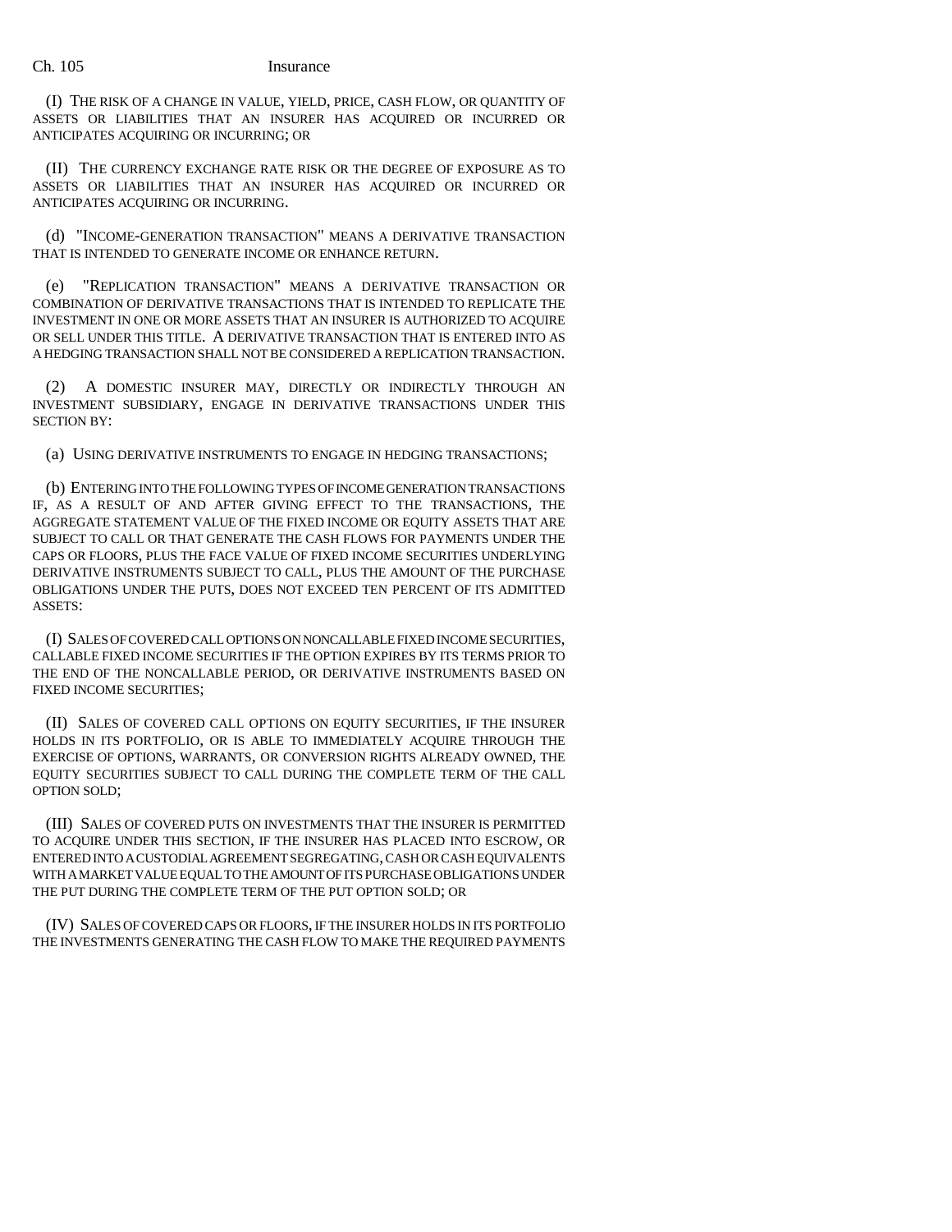(I) THE RISK OF A CHANGE IN VALUE, YIELD, PRICE, CASH FLOW, OR QUANTITY OF ASSETS OR LIABILITIES THAT AN INSURER HAS ACQUIRED OR INCURRED OR ANTICIPATES ACQUIRING OR INCURRING; OR

(II) THE CURRENCY EXCHANGE RATE RISK OR THE DEGREE OF EXPOSURE AS TO ASSETS OR LIABILITIES THAT AN INSURER HAS ACQUIRED OR INCURRED OR ANTICIPATES ACQUIRING OR INCURRING.

(d) "INCOME-GENERATION TRANSACTION" MEANS A DERIVATIVE TRANSACTION THAT IS INTENDED TO GENERATE INCOME OR ENHANCE RETURN.

(e) "REPLICATION TRANSACTION" MEANS A DERIVATIVE TRANSACTION OR COMBINATION OF DERIVATIVE TRANSACTIONS THAT IS INTENDED TO REPLICATE THE INVESTMENT IN ONE OR MORE ASSETS THAT AN INSURER IS AUTHORIZED TO ACQUIRE OR SELL UNDER THIS TITLE. A DERIVATIVE TRANSACTION THAT IS ENTERED INTO AS A HEDGING TRANSACTION SHALL NOT BE CONSIDERED A REPLICATION TRANSACTION.

(2) A DOMESTIC INSURER MAY, DIRECTLY OR INDIRECTLY THROUGH AN INVESTMENT SUBSIDIARY, ENGAGE IN DERIVATIVE TRANSACTIONS UNDER THIS SECTION BY:

(a) USING DERIVATIVE INSTRUMENTS TO ENGAGE IN HEDGING TRANSACTIONS;

(b) ENTERING INTO THE FOLLOWING TYPES OF INCOME GENERATION TRANSACTIONS IF, AS A RESULT OF AND AFTER GIVING EFFECT TO THE TRANSACTIONS, THE AGGREGATE STATEMENT VALUE OF THE FIXED INCOME OR EQUITY ASSETS THAT ARE SUBJECT TO CALL OR THAT GENERATE THE CASH FLOWS FOR PAYMENTS UNDER THE CAPS OR FLOORS, PLUS THE FACE VALUE OF FIXED INCOME SECURITIES UNDERLYING DERIVATIVE INSTRUMENTS SUBJECT TO CALL, PLUS THE AMOUNT OF THE PURCHASE OBLIGATIONS UNDER THE PUTS, DOES NOT EXCEED TEN PERCENT OF ITS ADMITTED ASSETS:

(I) SALES OF COVERED CALL OPTIONS ON NONCALLABLE FIXED INCOME SECURITIES, CALLABLE FIXED INCOME SECURITIES IF THE OPTION EXPIRES BY ITS TERMS PRIOR TO THE END OF THE NONCALLABLE PERIOD, OR DERIVATIVE INSTRUMENTS BASED ON FIXED INCOME SECURITIES;

(II) SALES OF COVERED CALL OPTIONS ON EQUITY SECURITIES, IF THE INSURER HOLDS IN ITS PORTFOLIO, OR IS ABLE TO IMMEDIATELY ACQUIRE THROUGH THE EXERCISE OF OPTIONS, WARRANTS, OR CONVERSION RIGHTS ALREADY OWNED, THE EQUITY SECURITIES SUBJECT TO CALL DURING THE COMPLETE TERM OF THE CALL OPTION SOLD;

(III) SALES OF COVERED PUTS ON INVESTMENTS THAT THE INSURER IS PERMITTED TO ACQUIRE UNDER THIS SECTION, IF THE INSURER HAS PLACED INTO ESCROW, OR ENTERED INTO A CUSTODIAL AGREEMENT SEGREGATING, CASH OR CASH EQUIVALENTS WITH A MARKET VALUE EQUAL TO THE AMOUNT OF ITS PURCHASE OBLIGATIONS UNDER THE PUT DURING THE COMPLETE TERM OF THE PUT OPTION SOLD; OR

(IV) SALES OF COVERED CAPS OR FLOORS, IF THE INSURER HOLDS IN ITS PORTFOLIO THE INVESTMENTS GENERATING THE CASH FLOW TO MAKE THE REQUIRED PAYMENTS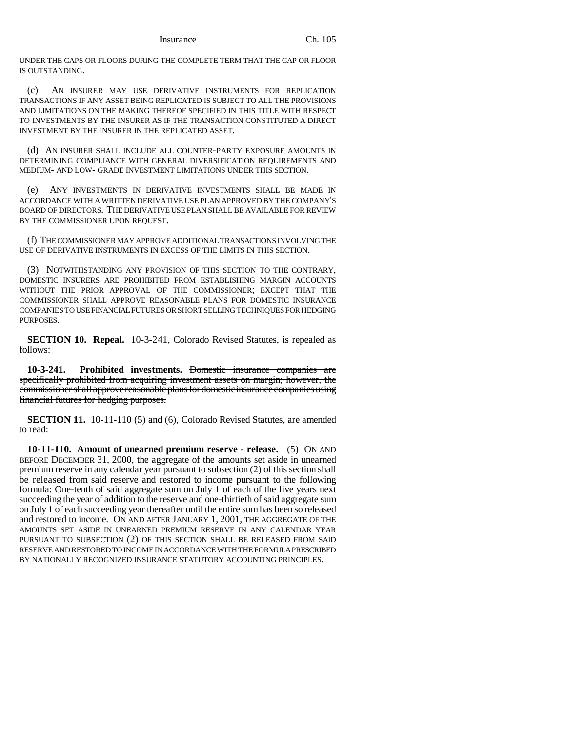UNDER THE CAPS OR FLOORS DURING THE COMPLETE TERM THAT THE CAP OR FLOOR IS OUTSTANDING.

(c) AN INSURER MAY USE DERIVATIVE INSTRUMENTS FOR REPLICATION TRANSACTIONS IF ANY ASSET BEING REPLICATED IS SUBJECT TO ALL THE PROVISIONS AND LIMITATIONS ON THE MAKING THEREOF SPECIFIED IN THIS TITLE WITH RESPECT TO INVESTMENTS BY THE INSURER AS IF THE TRANSACTION CONSTITUTED A DIRECT INVESTMENT BY THE INSURER IN THE REPLICATED ASSET.

(d) AN INSURER SHALL INCLUDE ALL COUNTER-PARTY EXPOSURE AMOUNTS IN DETERMINING COMPLIANCE WITH GENERAL DIVERSIFICATION REQUIREMENTS AND MEDIUM- AND LOW- GRADE INVESTMENT LIMITATIONS UNDER THIS SECTION.

(e) ANY INVESTMENTS IN DERIVATIVE INVESTMENTS SHALL BE MADE IN ACCORDANCE WITH A WRITTEN DERIVATIVE USE PLAN APPROVED BY THE COMPANY'S BOARD OF DIRECTORS. THE DERIVATIVE USE PLAN SHALL BE AVAILABLE FOR REVIEW BY THE COMMISSIONER UPON REQUEST.

(f) THE COMMISSIONER MAY APPROVE ADDITIONAL TRANSACTIONS INVOLVING THE USE OF DERIVATIVE INSTRUMENTS IN EXCESS OF THE LIMITS IN THIS SECTION.

(3) NOTWITHSTANDING ANY PROVISION OF THIS SECTION TO THE CONTRARY, DOMESTIC INSURERS ARE PROHIBITED FROM ESTABLISHING MARGIN ACCOUNTS WITHOUT THE PRIOR APPROVAL OF THE COMMISSIONER; EXCEPT THAT THE COMMISSIONER SHALL APPROVE REASONABLE PLANS FOR DOMESTIC INSURANCE COMPANIES TO USE FINANCIAL FUTURES OR SHORT SELLING TECHNIQUES FOR HEDGING PURPOSES.

**SECTION 10. Repeal.** 10-3-241, Colorado Revised Statutes, is repealed as follows:

**10-3-241. Prohibited investments.** ~~Domestic insurance companies are specifically prohibited from acquiring investment assets on margin; however, the commissioner shall approve reasonable plans for domestic insurance companies using financial futures for hedging purposes.~~

**SECTION 11.** 10-11-110 (5) and (6), Colorado Revised Statutes, are amended to read:

**10-11-110. Amount of unearned premium reserve - release.** (5) ON AND BEFORE DECEMBER 31, 2000, the aggregate of the amounts set aside in unearned premium reserve in any calendar year pursuant to subsection (2) of this section shall be released from said reserve and restored to income pursuant to the following formula: One-tenth of said aggregate sum on July 1 of each of the five years next succeeding the year of addition to the reserve and one-thirtieth of said aggregate sum on July 1 of each succeeding year thereafter until the entire sum has been so released and restored to income. ON AND AFTER JANUARY 1, 2001, THE AGGREGATE OF THE AMOUNTS SET ASIDE IN UNEARNED PREMIUM RESERVE IN ANY CALENDAR YEAR PURSUANT TO SUBSECTION (2) OF THIS SECTION SHALL BE RELEASED FROM SAID RESERVE AND RESTORED TO INCOME IN ACCORDANCE WITH THE FORMULA PRESCRIBED BY NATIONALLY RECOGNIZED INSURANCE STATUTORY ACCOUNTING PRINCIPLES.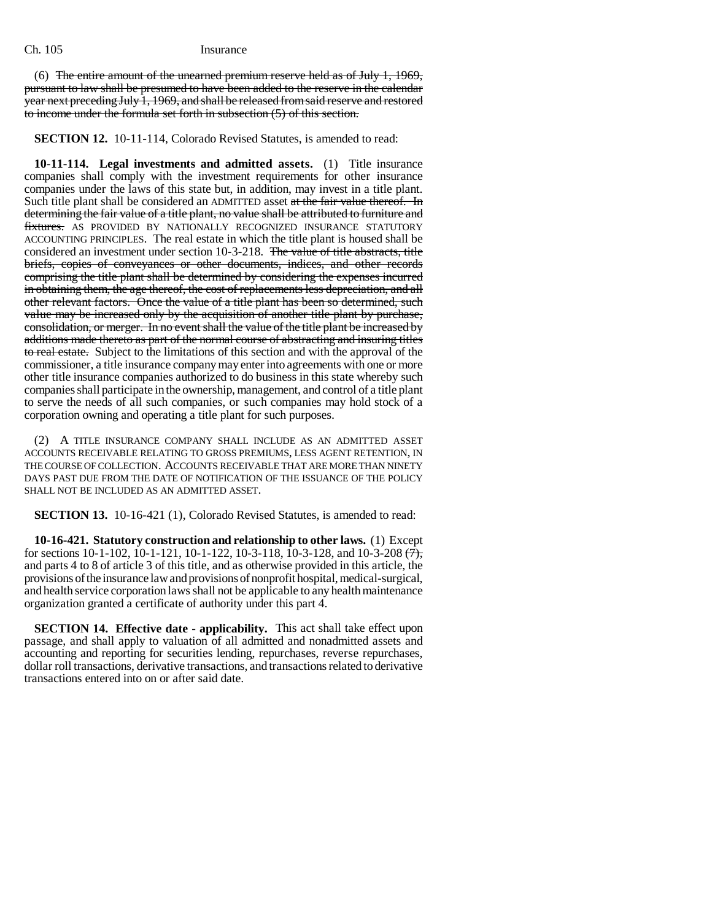(6) ~~The entire amount of the unearned premium reserve held as of July 1, 1969, pursuant to law shall be presumed to have been added to the reserve in the calendar year next preceding July 1, 1969, and shall be released from said reserve and restored to income under the formula set forth in subsection (5) of this section.~~

**SECTION 12.** 10-11-114, Colorado Revised Statutes, is amended to read:

**10-11-114. Legal investments and admitted assets.** (1) Title insurance companies shall comply with the investment requirements for other insurance companies under the laws of this state but, in addition, may invest in a title plant. Such title plant shall be considered an ADMITTED asset ~~at the fair value thereof. In determining the fair value of a title plant, no value shall be attributed to furniture and fixtures.~~ AS PROVIDED BY NATIONALLY RECOGNIZED INSURANCE STATUTORY ACCOUNTING PRINCIPLES. The real estate in which the title plant is housed shall be considered an investment under section 10-3-218. ~~The value of title abstracts, title briefs, copies of conveyances or other documents, indices, and other records comprising the title plant shall be determined by considering the expenses incurred in obtaining them, the age thereof, the cost of replacements less depreciation, and all other relevant factors. Once the value of a title plant has been so determined, such value may be increased only by the acquisition of another title plant by purchase, consolidation, or merger. In no event shall the value of the title plant be increased by additions made thereto as part of the normal course of abstracting and insuring titles to real estate.~~ Subject to the limitations of this section and with the approval of the commissioner, a title insurance company may enter into agreements with one or more other title insurance companies authorized to do business in this state whereby such companies shall participate in the ownership, management, and control of a title plant to serve the needs of all such companies, or such companies may hold stock of a corporation owning and operating a title plant for such purposes.

(2) A TITLE INSURANCE COMPANY SHALL INCLUDE AS AN ADMITTED ASSET ACCOUNTS RECEIVABLE RELATING TO GROSS PREMIUMS, LESS AGENT RETENTION, IN THE COURSE OF COLLECTION. ACCOUNTS RECEIVABLE THAT ARE MORE THAN NINETY DAYS PAST DUE FROM THE DATE OF NOTIFICATION OF THE ISSUANCE OF THE POLICY SHALL NOT BE INCLUDED AS AN ADMITTED ASSET.

**SECTION 13.** 10-16-421 (1), Colorado Revised Statutes, is amended to read:

**10-16-421. Statutory construction and relationship to other laws.** (1) Except for sections 10-1-102, 10-1-121, 10-1-122, 10-3-118, 10-3-128, and 10-3-208 ~~(7),~~ and parts 4 to 8 of article 3 of this title, and as otherwise provided in this article, the provisions of the insurance law and provisions of nonprofit hospital, medical-surgical, and health service corporation laws shall not be applicable to any health maintenance organization granted a certificate of authority under this part 4.

**SECTION 14. Effective date - applicability.** This act shall take effect upon passage, and shall apply to valuation of all admitted and nonadmitted assets and accounting and reporting for securities lending, repurchases, reverse repurchases, dollar roll transactions, derivative transactions, and transactions related to derivative transactions entered into on or after said date.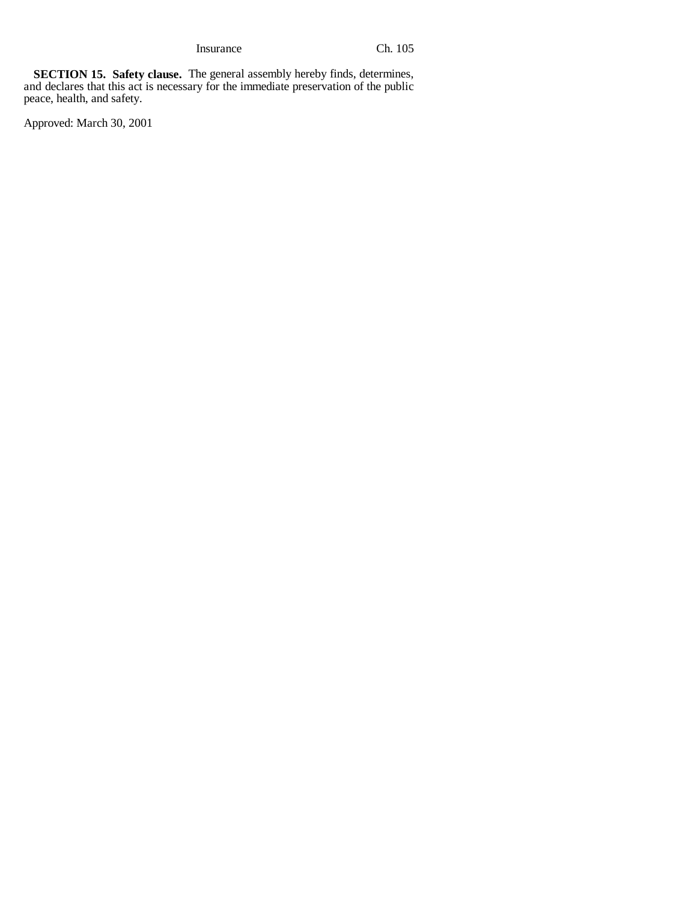**SECTION 15. Safety clause.** The general assembly hereby finds, determines, and declares that this act is necessary for the immediate preservation of the public peace, health, and safety.

Approved: March 30, 2001